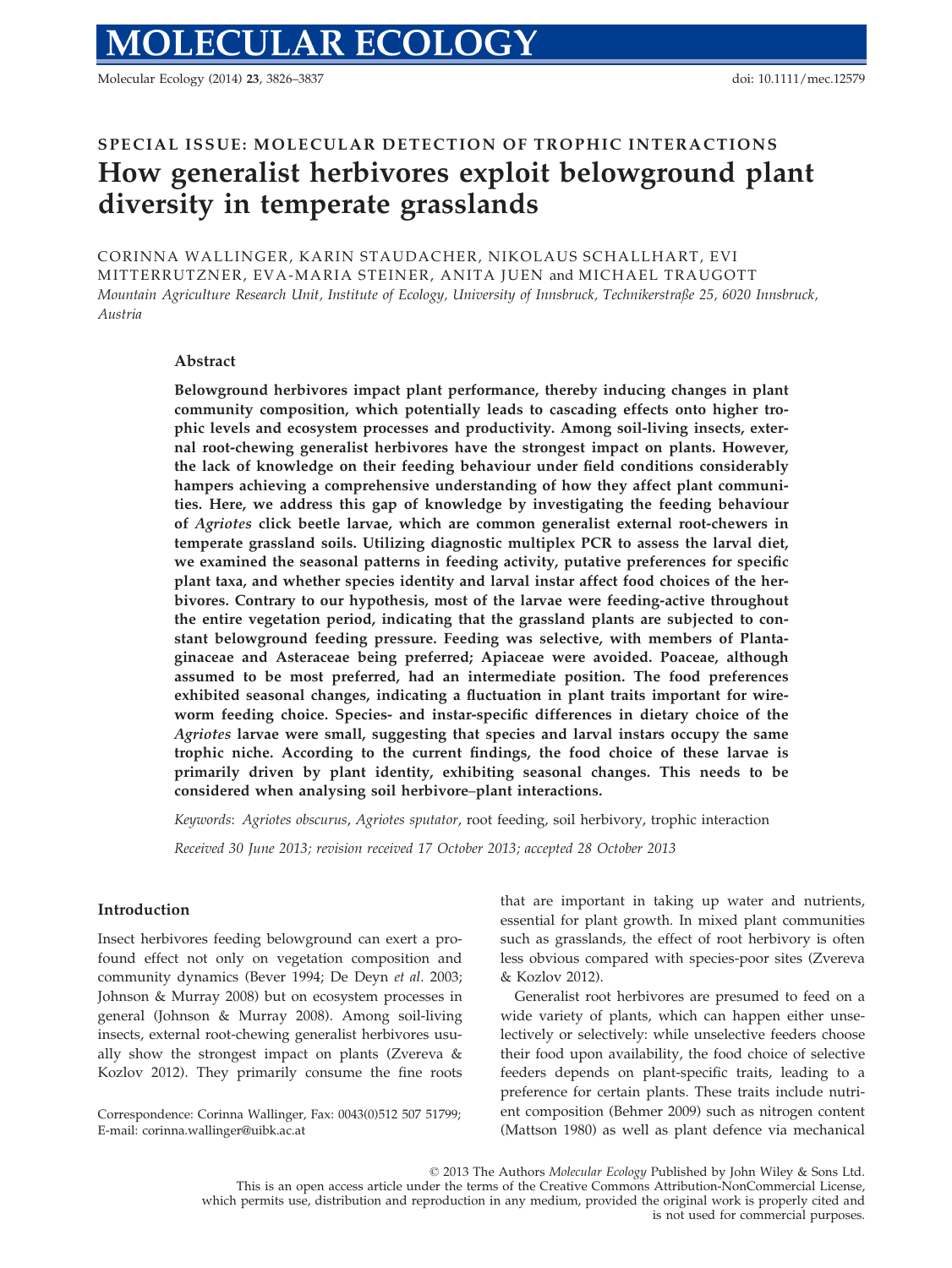SPECIAL ISSUE: MOLECULAR DETECTION OF TROPHIC INTERACTIONS

# How generalist herbivores exploit belowground plant diversity in temperate grasslands

CORINNA WALLINGER, KARIN STAUDACHER, NIKOLAUS SCHALLHART, EVI MITTERRUTZNER, EVA-MARIA STEINER, ANITA JUEN and MICHAEL TRAUGOTT

*Mountain Agriculture Research Unit, Institute of Ecology, University of Innsbruck, Technikerstraße 25, 6020 Innsbruck, Austria*

## Abstract

**Belowground herbivores impact plant performance, thereby inducing changes in plant community composition, which potentially leads to cascading effects onto higher trophic levels and ecosystem processes and productivity. Among soil-living insects, external root-chewing generalist herbivores have the strongest impact on plants. However, the lack of knowledge on their feeding behaviour under field conditions considerably hampers achieving a comprehensive understanding of how they affect plant communities. Here, we address this gap of knowledge by investigating the feeding behaviour of *Agriotes* click beetle larvae, which are common generalist external root-chewers in temperate grassland soils. Utilizing diagnostic multiplex PCR to assess the larval diet, we examined the seasonal patterns in feeding activity, putative preferences for specific plant taxa, and whether species identity and larval instar affect food choices of the herbivores. Contrary to our hypothesis, most of the larvae were feeding-active throughout the entire vegetation period, indicating that the grassland plants are subjected to constant belowground feeding pressure. Feeding was selective, with members of Plantaginaceae and Asteraceae being preferred; Apiaceae were avoided. Poaceae, although assumed to be most preferred, had an intermediate position. The food preferences exhibited seasonal changes, indicating a fluctuation in plant traits important for wireworm feeding choice. Species- and instar-specific differences in dietary choice of the *Agriotes* larvae were small, suggesting that species and larval instars occupy the same trophic niche. According to the current findings, the food choice of these larvae is primarily driven by plant identity, exhibiting seasonal changes. This needs to be considered when analysing soil herbivore–plant interactions.**

*Keywords*: *Agriotes obscurus*, *Agriotes sputator*, root feeding, soil herbivory, trophic interaction

*Received 30 June 2013; revision received 17 October 2013; accepted 28 October 2013*

## Introduction

Insect herbivores feeding belowground can exert a profound effect not only on vegetation composition and community dynamics (Bever 1994; De Deyn *et al.* 2003; Johnson & Murray 2008) but on ecosystem processes in general (Johnson & Murray 2008). Among soil-living insects, external root-chewing generalist herbivores usually show the strongest impact on plants (Zvereva & Kozlov 2012). They primarily consume the fine roots that are important in taking up water and nutrients, essential for plant growth. In mixed plant communities such as grasslands, the effect of root herbivory is often less obvious compared with species-poor sites (Zvereva & Kozlov 2012).

Generalist root herbivores are presumed to feed on a wide variety of plants, which can happen either unselectively or selectively: while unselective feeders choose their food upon availability, the food choice of selective feeders depends on plant-specific traits, leading to a preference for certain plants. These traits include nutrient composition (Behmer 2009) such as nitrogen content (Mattson 1980) as well as plant defence via mechanical

Correspondence: Corinna Wallinger, Fax: 0043(0)512 507 51799; E-mail: corinna.wallinger@uibk.ac.at

© 2013 The Authors *Molecular Ecology* Published by John Wiley & Sons Ltd.
This is an open access article under the terms of the Creative Commons Attribution-NonCommercial License, which permits use, distribution and reproduction in any medium, provided the original work is properly cited and is not used for commercial purposes.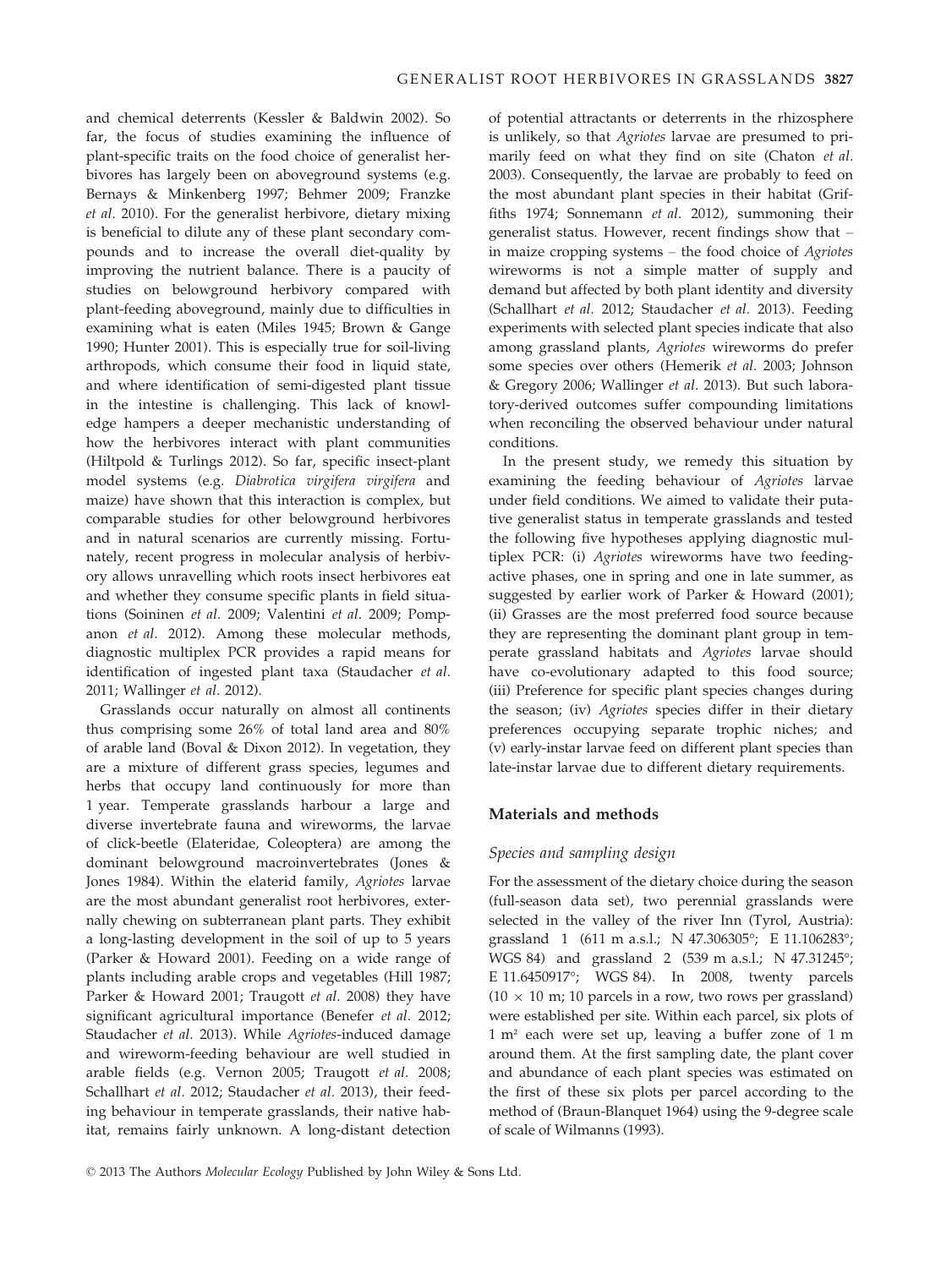and chemical deterrents (Kessler & Baldwin 2002). So far, the focus of studies examining the influence of plant-specific traits on the food choice of generalist herbivores has largely been on aboveground systems (e.g. Bernays & Minkenberg 1997; Behmer 2009; Franzke *et al.* 2010). For the generalist herbivore, dietary mixing is beneficial to dilute any of these plant secondary compounds and to increase the overall diet-quality by improving the nutrient balance. There is a paucity of studies on belowground herbivory compared with plant-feeding aboveground, mainly due to difficulties in examining what is eaten (Miles 1945; Brown & Gange 1990; Hunter 2001). This is especially true for soil-living arthropods, which consume their food in liquid state, and where identification of semi-digested plant tissue in the intestine is challenging. This lack of knowledge hampers a deeper mechanistic understanding of how the herbivores interact with plant communities (Hiltpold & Turlings 2012). So far, specific insect-plant model systems (e.g. *Diabrotica virgifera virgifera* and maize) have shown that this interaction is complex, but comparable studies for other belowground herbivores and in natural scenarios are currently missing. Fortunately, recent progress in molecular analysis of herbivory allows unravelling which roots insect herbivores eat and whether they consume specific plants in field situations (Soininen *et al.* 2009; Valentini *et al.* 2009; Pompanon *et al.* 2012). Among these molecular methods, diagnostic multiplex PCR provides a rapid means for identification of ingested plant taxa (Staudacher *et al.* 2011; Wallinger *et al.* 2012).

Grasslands occur naturally on almost all continents thus comprising some 26% of total land area and 80% of arable land (Boval & Dixon 2012). In vegetation, they are a mixture of different grass species, legumes and herbs that occupy land continuously for more than 1 year. Temperate grasslands harbour a large and diverse invertebrate fauna and wireworms, the larvae of click-beetle (Elateridae, Coleoptera) are among the dominant belowground macroinvertebrates (Jones & Jones 1984). Within the elaterid family, *Agriotes* larvae are the most abundant generalist root herbivores, externally chewing on subterranean plant parts. They exhibit a long-lasting development in the soil of up to 5 years (Parker & Howard 2001). Feeding on a wide range of plants including arable crops and vegetables (Hill 1987; Parker & Howard 2001; Traugott *et al.* 2008) they have significant agricultural importance (Benefer *et al.* 2012; Staudacher *et al.* 2013). While *Agriotes*-induced damage and wireworm-feeding behaviour are well studied in arable fields (e.g. Vernon 2005; Traugott *et al.* 2008; Schallhart *et al.* 2012; Staudacher *et al.* 2013), their feeding behaviour in temperate grasslands, their native habitat, remains fairly unknown. A long-distant detection of potential attractants or deterrents in the rhizosphere is unlikely, so that *Agriotes* larvae are presumed to primarily feed on what they find on site (Chaton *et al.* 2003). Consequently, the larvae are probably to feed on the most abundant plant species in their habitat (Griffiths 1974; Sonnemann *et al.* 2012), summoning their generalist status. However, recent findings show that – in maize cropping systems – the food choice of *Agriotes* wireworms is not a simple matter of supply and demand but affected by both plant identity and diversity (Schallhart *et al.* 2012; Staudacher *et al.* 2013). Feeding experiments with selected plant species indicate that also among grassland plants, *Agriotes* wireworms do prefer some species over others (Hemerik *et al.* 2003; Johnson & Gregory 2006; Wallinger *et al.* 2013). But such laboratory-derived outcomes suffer compounding limitations when reconciling the observed behaviour under natural conditions.

In the present study, we remedy this situation by examining the feeding behaviour of *Agriotes* larvae under field conditions. We aimed to validate their putative generalist status in temperate grasslands and tested the following five hypotheses applying diagnostic multiplex PCR: (i) *Agriotes* wireworms have two feeding-active phases, one in spring and one in late summer, as suggested by earlier work of Parker & Howard (2001); (ii) Grasses are the most preferred food source because they are representing the dominant plant group in temperate grassland habitats and *Agriotes* larvae should have co-evolutionary adapted to this food source; (iii) Preference for specific plant species changes during the season; (iv) *Agriotes* species differ in their dietary preferences occupying separate trophic niches; and (v) early-instar larvae feed on different plant species than late-instar larvae due to different dietary requirements.

## Materials and methods

### Species and sampling design

For the assessment of the dietary choice during the season (full-season data set), two perennial grasslands were selected in the valley of the river Inn (Tyrol, Austria): grassland 1 (611 m a.s.l.; N 47.306305°; E 11.106283°; WGS 84) and grassland 2 (539 m a.s.l.; N 47.31245°; E 11.6450917°; WGS 84). In 2008, twenty parcels ($10 \times 10$ m; 10 parcels in a row, two rows per grassland) were established per site. Within each parcel, six plots of 1 m² each were set up, leaving a buffer zone of 1 m around them. At the first sampling date, the plant cover and abundance of each plant species was estimated on the first of these six plots per parcel according to the method of (Braun-Blanquet 1964) using the 9-degree scale of scale of Wilmanns (1993).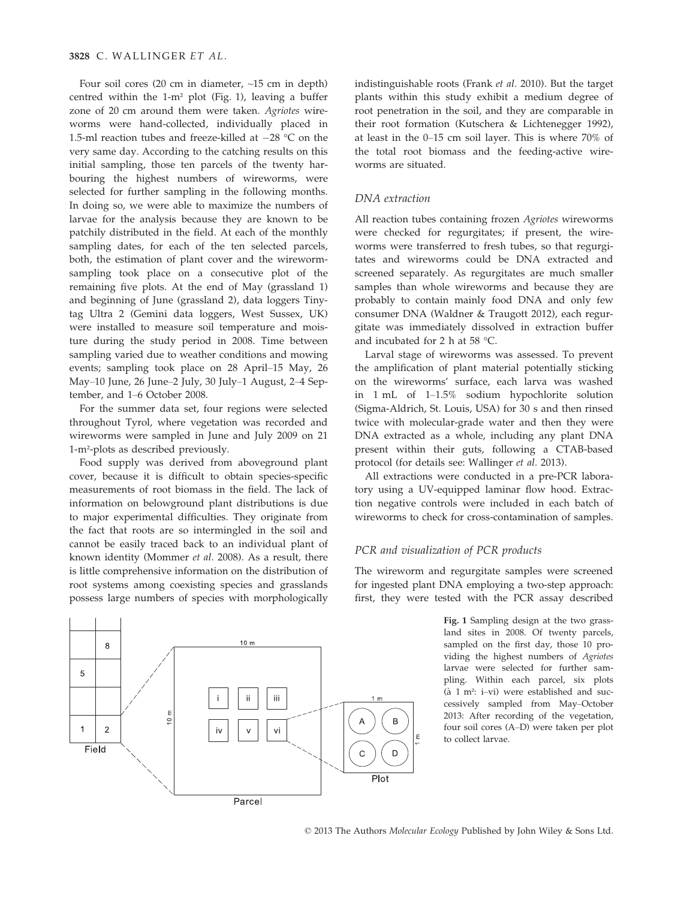Four soil cores (20 cm in diameter, ~15 cm in depth) centred within the 1-m² plot (Fig. 1), leaving a buffer zone of 20 cm around them were taken. *Agriotes* wireworms were hand-collected, individually placed in 1.5-ml reaction tubes and freeze-killed at −28 °C on the very same day. According to the catching results on this initial sampling, those ten parcels of the twenty harbouring the highest numbers of wireworms, were selected for further sampling in the following months. In doing so, we were able to maximize the numbers of larvae for the analysis because they are known to be patchily distributed in the field. At each of the monthly sampling dates, for each of the ten selected parcels, both, the estimation of plant cover and the wireworm-sampling took place on a consecutive plot of the remaining five plots. At the end of May (grassland 1) and beginning of June (grassland 2), data loggers Tinytag Ultra 2 (Gemini data loggers, West Sussex, UK) were installed to measure soil temperature and moisture during the study period in 2008. Time between sampling varied due to weather conditions and mowing events; sampling took place on 28 April–15 May, 26 May–10 June, 26 June–2 July, 30 July–1 August, 2–4 September, and 1–6 October 2008.

For the summer data set, four regions were selected throughout Tyrol, where vegetation was recorded and wireworms were sampled in June and July 2009 on 21 1-m²-plots as described previously.

Food supply was derived from aboveground plant cover, because it is difficult to obtain species-specific measurements of root biomass in the field. The lack of information on belowground plant distributions is due to major experimental difficulties. They originate from the fact that roots are so intermingled in the soil and cannot be easily traced back to an individual plant of known identity (Mommer *et al.* 2008). As a result, there is little comprehensive information on the distribution of root systems among coexisting species and grasslands possess large numbers of species with morphologically indistinguishable roots (Frank *et al.* 2010). But the target plants within this study exhibit a medium degree of root penetration in the soil, and they are comparable in their root formation (Kutschera & Lichtenegger 1992), at least in the 0–15 cm soil layer. This is where 70% of the total root biomass and the feeding-active wireworms are situated.

### DNA extraction

All reaction tubes containing frozen *Agriotes* wireworms were checked for regurgitates; if present, the wireworms were transferred to fresh tubes, so that regurgitates and wireworms could be DNA extracted and screened separately. As regurgitates are much smaller samples than whole wireworms and because they are probably to contain mainly food DNA and only few consumer DNA (Waldner & Traugott 2012), each regurgitate was immediately dissolved in extraction buffer and incubated for 2 h at 58 °C.

Larval stage of wireworms was assessed. To prevent the amplification of plant material potentially sticking on the wireworms' surface, each larva was washed in 1 mL of 1–1.5% sodium hypochlorite solution (Sigma-Aldrich, St. Louis, USA) for 30 s and then rinsed twice with molecular-grade water and then they were DNA extracted as a whole, including any plant DNA present within their guts, following a CTAB-based protocol (for details see: Wallinger *et al.* 2013).

All extractions were conducted in a pre-PCR laboratory using a UV-equipped laminar flow hood. Extraction negative controls were included in each batch of wireworms to check for cross-contamination of samples.

### PCR and visualization of PCR products

The wireworm and regurgitate samples were screened for ingested plant DNA employing a two-step approach: first, they were tested with the PCR assay described

**Fig. 1** Sampling design at the two grassland sites in 2008. Of twenty parcels, sampled on the first day, those 10 providing the highest numbers of *Agriotes* larvae were selected for further sampling. Within each parcel, six plots (à 1 m²: i–vi) were established and successively sampled from May–October 2013: After recording of the vegetation, four soil cores (A–D) were taken per plot to collect larvae.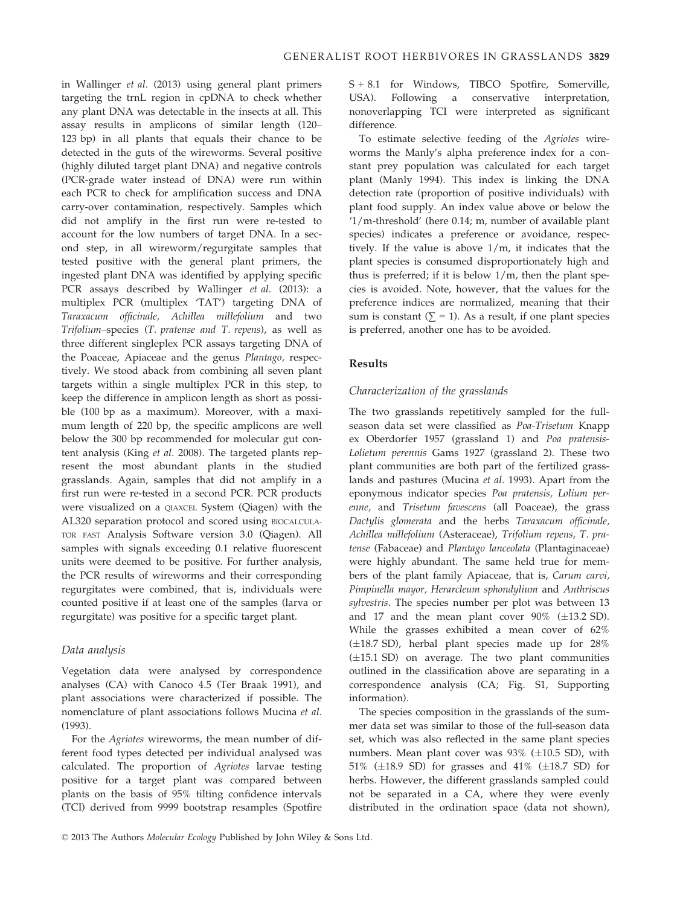in Wallinger *et al.* (2013) using general plant primers targeting the trnL region in cpDNA to check whether any plant DNA was detectable in the insects at all. This assay results in amplicons of similar length (120–123 bp) in all plants that equals their chance to be detected in the guts of the wireworms. Several positive (highly diluted target plant DNA) and negative controls (PCR-grade water instead of DNA) were run within each PCR to check for amplification success and DNA carry-over contamination, respectively. Samples which did not amplify in the first run were re-tested to account for the low numbers of target DNA. In a second step, in all wireworm/regurgitate samples that tested positive with the general plant primers, the ingested plant DNA was identified by applying specific PCR assays described by Wallinger *et al.* (2013): a multiplex PCR (multiplex 'TAT') targeting DNA of *Taraxacum officinale, Achillea millefolium* and two *Trifolium*–species (*T. pratense and T. repens*), as well as three different singleplex PCR assays targeting DNA of the Poaceae, Apiaceae and the genus *Plantago,* respectively. We stood aback from combining all seven plant targets within a single multiplex PCR in this step, to keep the difference in amplicon length as short as possible (100 bp as a maximum). Moreover, with a maximum length of 220 bp, the specific amplicons are well below the 300 bp recommended for molecular gut content analysis (King *et al.* 2008). The targeted plants represent the most abundant plants in the studied grasslands. Again, samples that did not amplify in a first run were re-tested in a second PCR. PCR products were visualized on a QIAXCEL System (Qiagen) with the AL320 separation protocol and scored using BIOCALCULATOR FAST Analysis Software version 3.0 (Qiagen). All samples with signals exceeding 0.1 relative fluorescent units were deemed to be positive. For further analysis, the PCR results of wireworms and their corresponding regurgitates were combined, that is, individuals were counted positive if at least one of the samples (larva or regurgitate) was positive for a specific target plant.

### Data analysis

Vegetation data were analysed by correspondence analyses (CA) with Canoco 4.5 (Ter Braak 1991), and plant associations were characterized if possible. The nomenclature of plant associations follows Mucina *et al.* (1993).

For the *Agriotes* wireworms, the mean number of different food types detected per individual analysed was calculated. The proportion of *Agriotes* larvae testing positive for a target plant was compared between plants on the basis of 95% tilting confidence intervals (TCI) derived from 9999 bootstrap resamples (Spotfire S + 8.1 for Windows, TIBCO Spotfire, Somerville, USA). Following a conservative interpretation, nonoverlapping TCI were interpreted as significant difference.

To estimate selective feeding of the *Agriotes* wireworms the Manly's alpha preference index for a constant prey population was calculated for each target plant (Manly 1994). This index is linking the DNA detection rate (proportion of positive individuals) with plant food supply. An index value above or below the '1/m-threshold' (here 0.14; m, number of available plant species) indicates a preference or avoidance, respectively. If the value is above 1/m, it indicates that the plant species is consumed disproportionately high and thus is preferred; if it is below 1/m, then the plant species is avoided. Note, however, that the values for the preference indices are normalized, meaning that their sum is constant ($\sum = 1$). As a result, if one plant species is preferred, another one has to be avoided.

## Results

### Characterization of the grasslands

The two grasslands repetitively sampled for the full-season data set were classified as *Poa-Trisetum* Knapp ex Oberdorfer 1957 (grassland 1) and *Poa pratensis-Lolietum perennis* Gams 1927 (grassland 2). These two plant communities are both part of the fertilized grasslands and pastures (Mucina *et al.* 1993). Apart from the eponymous indicator species *Poa pratensis, Lolium perenne,* and *Trisetum favescens* (all Poaceae), the grass *Dactylis glomerata* and the herbs *Taraxacum officinale, Achillea millefolium* (Asteraceae), *Trifolium repens, T. pratense* (Fabaceae) and *Plantago lanceolata* (Plantaginaceae) were highly abundant. The same held true for members of the plant family Apiaceae, that is, *Carum carvi, Pimpinella mayor, Herarcleum sphondylium* and *Anthriscus sylvestris*. The species number per plot was between 13 and 17 and the mean plant cover 90% (±13.2 SD). While the grasses exhibited a mean cover of 62% (±18.7 SD), herbal plant species made up for 28% (±15.1 SD) on average. The two plant communities outlined in the classification above are separating in a correspondence analysis (CA; Fig. S1, Supporting information).

The species composition in the grasslands of the summer data set was similar to those of the full-season data set, which was also reflected in the same plant species numbers. Mean plant cover was 93% (±10.5 SD), with 51% (±18.9 SD) for grasses and 41% (±18.7 SD) for herbs. However, the different grasslands sampled could not be separated in a CA, where they were evenly distributed in the ordination space (data not shown),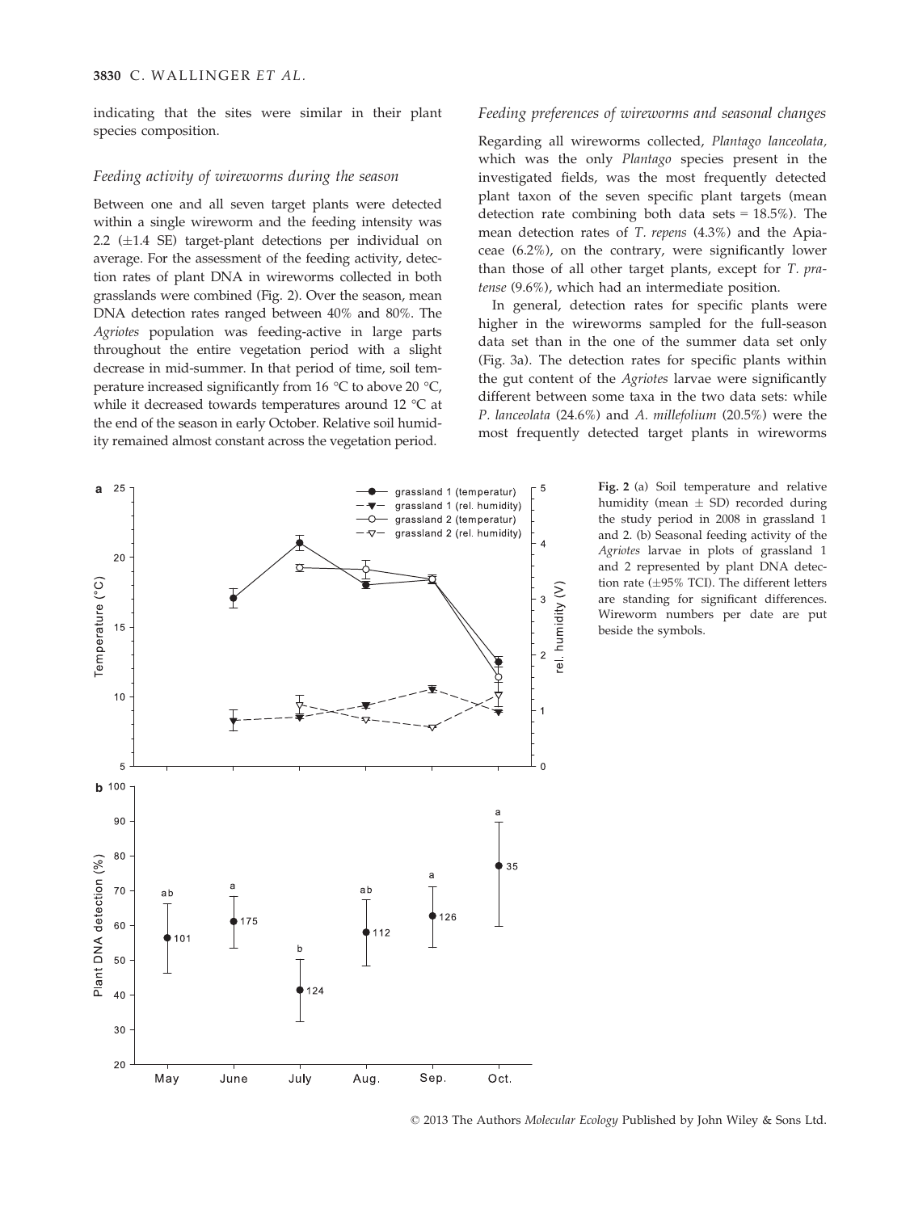indicating that the sites were similar in their plant species composition.

### Feeding activity of wireworms during the season

Between one and all seven target plants were detected within a single wireworm and the feeding intensity was 2.2 (±1.4 SE) target-plant detections per individual on average. For the assessment of the feeding activity, detection rates of plant DNA in wireworms collected in both grasslands were combined (Fig. 2). Over the season, mean DNA detection rates ranged between 40% and 80%. The *Agriotes* population was feeding-active in large parts throughout the entire vegetation period with a slight decrease in mid-summer. In that period of time, soil temperature increased significantly from 16 °C to above 20 °C, while it decreased towards temperatures around 12 °C at the end of the season in early October. Relative soil humidity remained almost constant across the vegetation period.

### Feeding preferences of wireworms and seasonal changes

Regarding all wireworms collected, *Plantago lanceolata*, which was the only *Plantago* species present in the investigated fields, was the most frequently detected plant taxon of the seven specific plant targets (mean detection rate combining both data sets = 18.5%). The mean detection rates of *T. repens* (4.3%) and the Apiaceae (6.2%), on the contrary, were significantly lower than those of all other target plants, except for *T. pratense* (9.6%), which had an intermediate position.

In general, detection rates for specific plants were higher in the wireworms sampled for the full-season data set than in the one of the summer data set only (Fig. 3a). The detection rates for specific plants within the gut content of the *Agriotes* larvae were significantly different between some taxa in the two data sets: while *P. lanceolata* (24.6%) and *A. millefolium* (20.5%) were the most frequently detected target plants in wireworms

**Fig. 2** (a) Soil temperature and relative humidity (mean ± SD) recorded during the study period in 2008 in grassland 1 and 2. (b) Seasonal feeding activity of the *Agriotes* larvae in plots of grassland 1 and 2 represented by plant DNA detection rate (±95% TCI). The different letters are standing for significant differences. Wireworm numbers per date are put beside the symbols.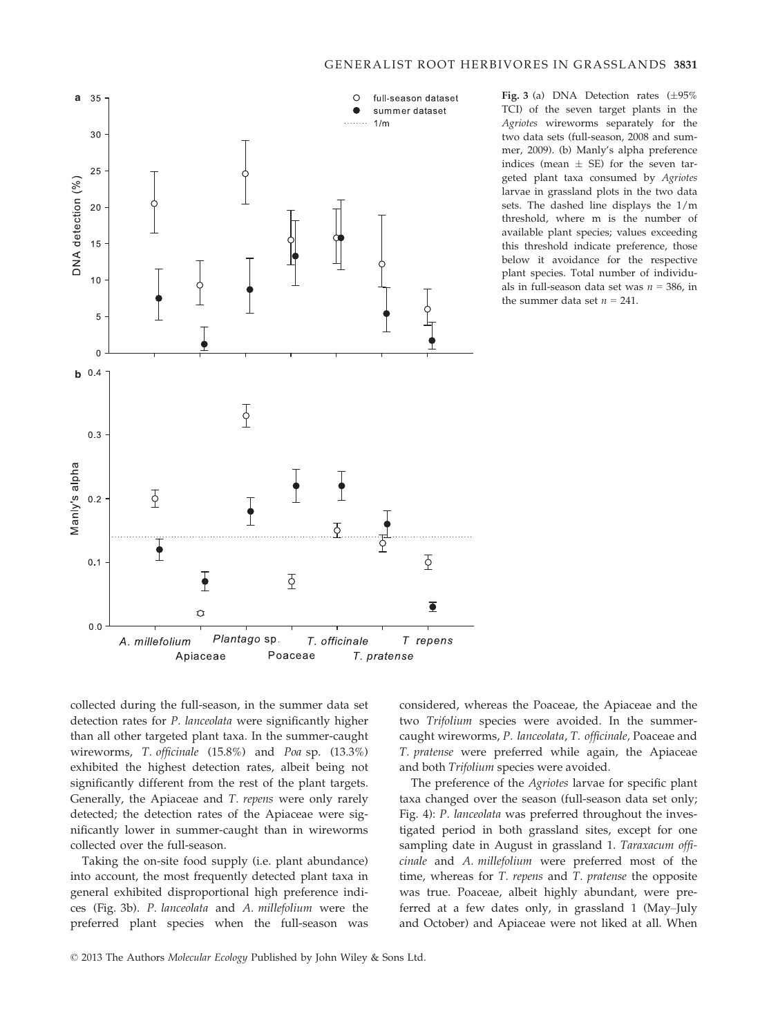**Fig. 3** (a) DNA Detection rates (±95% TCI) of the seven target plants in the *Agriotes* wireworms separately for the two data sets (full-season, 2008 and summer, 2009). (b) Manly's alpha preference indices (mean ± SE) for the seven targeted plant taxa consumed by *Agriotes* larvae in grassland plots in the two data sets. The dashed line displays the 1/m threshold, where m is the number of available plant species; values exceeding this threshold indicate preference, those below it avoidance for the respective plant species. Total number of individuals in full-season data set was $n$ = 386, in the summer data set $n$ = 241.

collected during the full-season, in the summer data set detection rates for *P. lanceolata* were significantly higher than all other targeted plant taxa. In the summer-caught wireworms, *T. officinale* (15.8%) and *Poa* sp. (13.3%) exhibited the highest detection rates, albeit being not significantly different from the rest of the plant targets. Generally, the Apiaceae and *T. repens* were only rarely detected; the detection rates of the Apiaceae were significantly lower in summer-caught than in wireworms collected over the full-season.

Taking the on-site food supply (i.e. plant abundance) into account, the most frequently detected plant taxa in general exhibited disproportional high preference indices (Fig. 3b). *P. lanceolata* and *A. millefolium* were the preferred plant species when the full-season was considered, whereas the Poaceae, the Apiaceae and the two *Trifolium* species were avoided. In the summer-caught wireworms, *P. lanceolata*, *T. officinale*, Poaceae and *T. pratense* were preferred while again, the Apiaceae and both *Trifolium* species were avoided.

The preference of the *Agriotes* larvae for specific plant taxa changed over the season (full-season data set only; Fig. 4): *P. lanceolata* was preferred throughout the investigated period in both grassland sites, except for one sampling date in August in grassland 1. *Taraxacum officinale* and *A. millefolium* were preferred most of the time, whereas for *T. repens* and *T. pratense* the opposite was true. Poaceae, albeit highly abundant, were preferred at a few dates only, in grassland 1 (May–July and October) and Apiaceae were not liked at all. When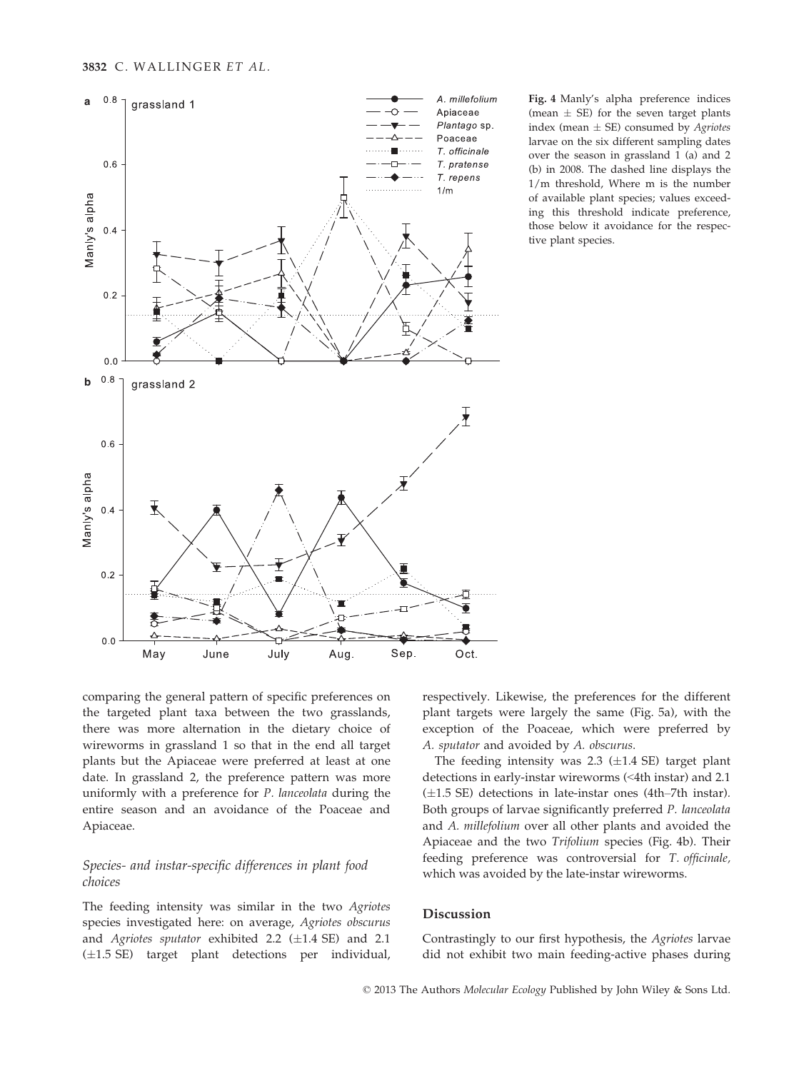**Fig. 4** Manly's alpha preference indices (mean ± SE) for the seven target plants index (mean ± SE) consumed by *Agriotes* larvae on the six different sampling dates over the season in grassland 1 (a) and 2 (b) in 2008. The dashed line displays the 1/m threshold, Where m is the number of available plant species; values exceeding this threshold indicate preference, those below it avoidance for the respective plant species.

comparing the general pattern of specific preferences on the targeted plant taxa between the two grasslands, there was more alternation in the dietary choice of wireworms in grassland 1 so that in the end all target plants but the Apiaceae were preferred at least at one date. In grassland 2, the preference pattern was more uniformly with a preference for *P. lanceolata* during the entire season and an avoidance of the Poaceae and Apiaceae.

### Species- and instar-specific differences in plant food choices

The feeding intensity was similar in the two *Agriotes* species investigated here: on average, *Agriotes obscurus* and *Agriotes sputator* exhibited 2.2 (±1.4 SE) and 2.1 (±1.5 SE) target plant detections per individual, respectively. Likewise, the preferences for the different plant targets were largely the same (Fig. 5a), with the exception of the Poaceae, which were preferred by *A. sputator* and avoided by *A. obscurus*.

The feeding intensity was 2.3 (±1.4 SE) target plant detections in early-instar wireworms (<4th instar) and 2.1 (±1.5 SE) detections in late-instar ones (4th–7th instar). Both groups of larvae significantly preferred *P. lanceolata* and *A. millefolium* over all other plants and avoided the Apiaceae and the two *Trifolium* species (Fig. 4b). Their feeding preference was controversial for *T. officinale*, which was avoided by the late-instar wireworms.

## Discussion

Contrastingly to our first hypothesis, the *Agriotes* larvae did not exhibit two main feeding-active phases during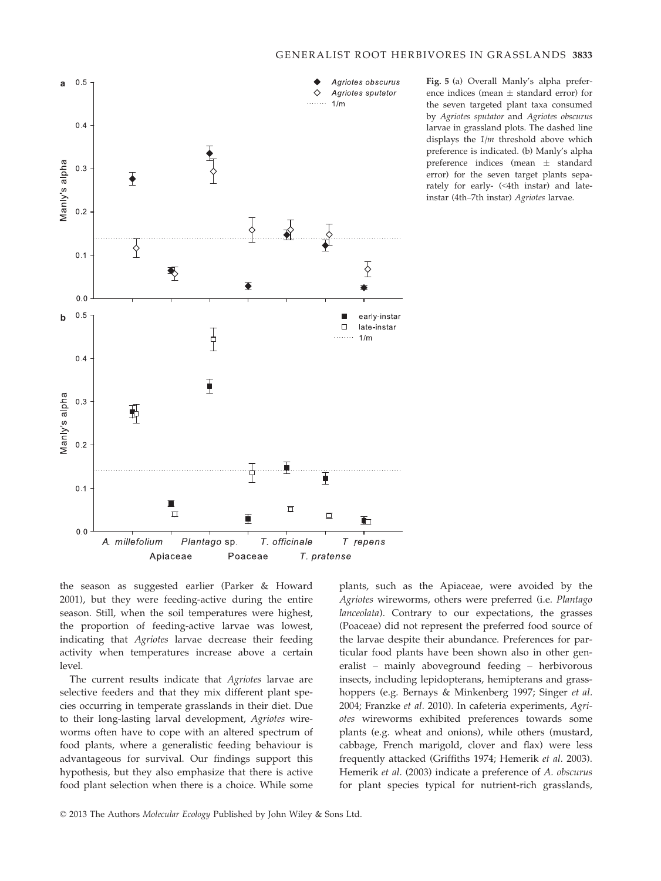**Fig. 5** (a) Overall Manly's alpha preference indices (mean ± standard error) for the seven targeted plant taxa consumed by *Agriotes sputator* and *Agriotes obscurus* larvae in grassland plots. The dashed line displays the *1/m* threshold above which preference is indicated. (b) Manly's alpha preference indices (mean ± standard error) for the seven target plants separately for early- (<4th instar) and late-instar (4th–7th instar) *Agriotes* larvae.

the season as suggested earlier (Parker & Howard 2001), but they were feeding-active during the entire season. Still, when the soil temperatures were highest, the proportion of feeding-active larvae was lowest, indicating that *Agriotes* larvae decrease their feeding activity when temperatures increase above a certain level.

The current results indicate that *Agriotes* larvae are selective feeders and that they mix different plant species occurring in temperate grasslands in their diet. Due to their long-lasting larval development, *Agriotes* wireworms often have to cope with an altered spectrum of food plants, where a generalistic feeding behaviour is advantageous for survival. Our findings support this hypothesis, but they also emphasize that there is active food plant selection when there is a choice. While some plants, such as the Apiaceae, were avoided by the *Agriotes* wireworms, others were preferred (i.e. *Plantago lanceolata*). Contrary to our expectations, the grasses (Poaceae) did not represent the preferred food source of the larvae despite their abundance. Preferences for particular food plants have been shown also in other generalist – mainly aboveground feeding – herbivorous insects, including lepidopterans, hemipterans and grasshoppers (e.g. Bernays & Minkenberg 1997; Singer *et al.* 2004; Franzke *et al.* 2010). In cafeteria experiments, *Agriotes* wireworms exhibited preferences towards some plants (e.g. wheat and onions), while others (mustard, cabbage, French marigold, clover and flax) were less frequently attacked (Griffiths 1974; Hemerik *et al.* 2003). Hemerik *et al.* (2003) indicate a preference of *A. obscurus* for plant species typical for nutrient-rich grasslands,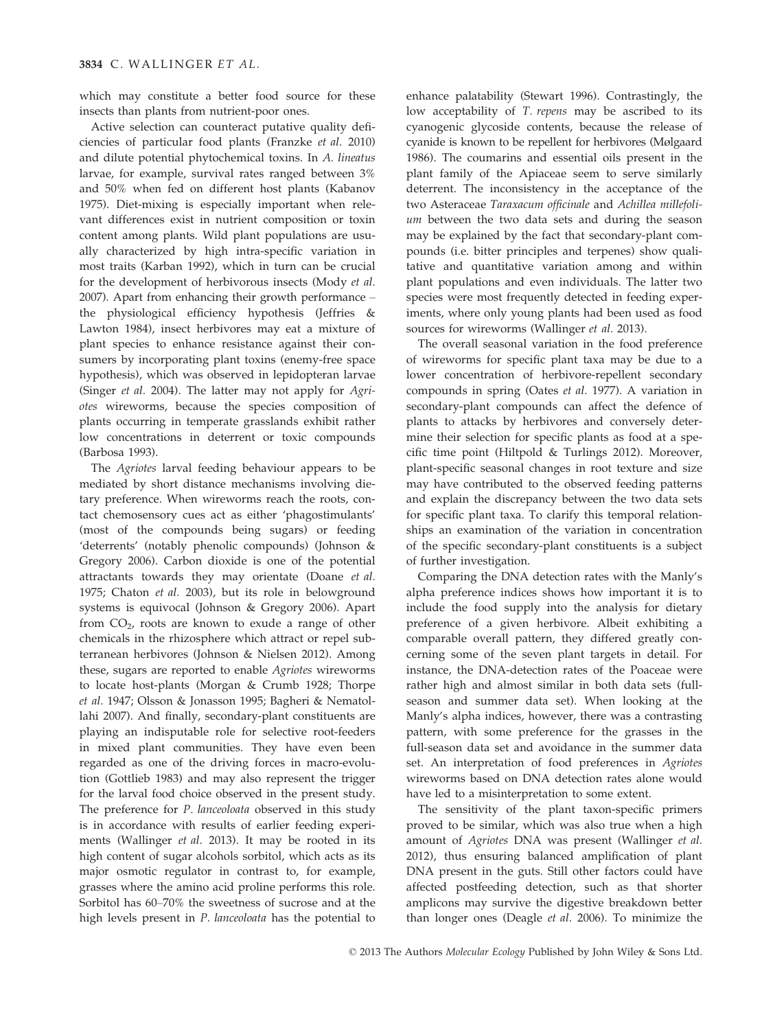which may constitute a better food source for these insects than plants from nutrient-poor ones.

Active selection can counteract putative quality deficiencies of particular food plants (Franzke *et al.* 2010) and dilute potential phytochemical toxins. In *A. lineatus* larvae, for example, survival rates ranged between 3% and 50% when fed on different host plants (Kabanov 1975). Diet-mixing is especially important when relevant differences exist in nutrient composition or toxin content among plants. Wild plant populations are usually characterized by high intra-specific variation in most traits (Karban 1992), which in turn can be crucial for the development of herbivorous insects (Mody *et al.* 2007). Apart from enhancing their growth performance – the physiological efficiency hypothesis (Jeffries & Lawton 1984), insect herbivores may eat a mixture of plant species to enhance resistance against their consumers by incorporating plant toxins (enemy-free space hypothesis), which was observed in lepidopteran larvae (Singer *et al.* 2004). The latter may not apply for *Agriotes* wireworms, because the species composition of plants occurring in temperate grasslands exhibit rather low concentrations in deterrent or toxic compounds (Barbosa 1993).

The *Agriotes* larval feeding behaviour appears to be mediated by short distance mechanisms involving dietary preference. When wireworms reach the roots, contact chemosensory cues act as either 'phagostimulants' (most of the compounds being sugars) or feeding 'deterrents' (notably phenolic compounds) (Johnson & Gregory 2006). Carbon dioxide is one of the potential attractants towards they may orientate (Doane *et al.* 1975; Chaton *et al.* 2003), but its role in belowground systems is equivocal (Johnson & Gregory 2006). Apart from $CO_2$, roots are known to exude a range of other chemicals in the rhizosphere which attract or repel subterranean herbivores (Johnson & Nielsen 2012). Among these, sugars are reported to enable *Agriotes* wireworms to locate host-plants (Morgan & Crumb 1928; Thorpe *et al.* 1947; Olsson & Jonasson 1995; Bagheri & Nematollahi 2007). And finally, secondary-plant constituents are playing an indisputable role for selective root-feeders in mixed plant communities. They have even been regarded as one of the driving forces in macro-evolution (Gottlieb 1983) and may also represent the trigger for the larval food choice observed in the present study. The preference for *P. lanceoloata* observed in this study is in accordance with results of earlier feeding experiments (Wallinger *et al.* 2013). It may be rooted in its high content of sugar alcohols sorbitol, which acts as its major osmotic regulator in contrast to, for example, grasses where the amino acid proline performs this role. Sorbitol has 60–70% the sweetness of sucrose and at the high levels present in *P. lanceoloata* has the potential to enhance palatability (Stewart 1996). Contrastingly, the low acceptability of *T. repens* may be ascribed to its cyanogenic glycoside contents, because the release of cyanide is known to be repellent for herbivores (Mølgaard 1986). The coumarins and essential oils present in the plant family of the Apiaceae seem to serve similarly deterrent. The inconsistency in the acceptance of the two Asteraceae *Taraxacum officinale* and *Achillea millefolium* between the two data sets and during the season may be explained by the fact that secondary-plant compounds (i.e. bitter principles and terpenes) show qualitative and quantitative variation among and within plant populations and even individuals. The latter two species were most frequently detected in feeding experiments, where only young plants had been used as food sources for wireworms (Wallinger *et al.* 2013).

The overall seasonal variation in the food preference of wireworms for specific plant taxa may be due to a lower concentration of herbivore-repellent secondary compounds in spring (Oates *et al.* 1977). A variation in secondary-plant compounds can affect the defence of plants to attacks by herbivores and conversely determine their selection for specific plants as food at a specific time point (Hiltpold & Turlings 2012). Moreover, plant-specific seasonal changes in root texture and size may have contributed to the observed feeding patterns and explain the discrepancy between the two data sets for specific plant taxa. To clarify this temporal relationships an examination of the variation in concentration of the specific secondary-plant constituents is a subject of further investigation.

Comparing the DNA detection rates with the Manly's alpha preference indices shows how important it is to include the food supply into the analysis for dietary preference of a given herbivore. Albeit exhibiting a comparable overall pattern, they differed greatly concerning some of the seven plant targets in detail. For instance, the DNA-detection rates of the Poaceae were rather high and almost similar in both data sets (full-season and summer data set). When looking at the Manly's alpha indices, however, there was a contrasting pattern, with some preference for the grasses in the full-season data set and avoidance in the summer data set. An interpretation of food preferences in *Agriotes* wireworms based on DNA detection rates alone would have led to a misinterpretation to some extent.

The sensitivity of the plant taxon-specific primers proved to be similar, which was also true when a high amount of *Agriotes* DNA was present (Wallinger *et al.* 2012), thus ensuring balanced amplification of plant DNA present in the guts. Still other factors could have affected postfeeding detection, such as that shorter amplicons may survive the digestive breakdown better than longer ones (Deagle *et al.* 2006). To minimize the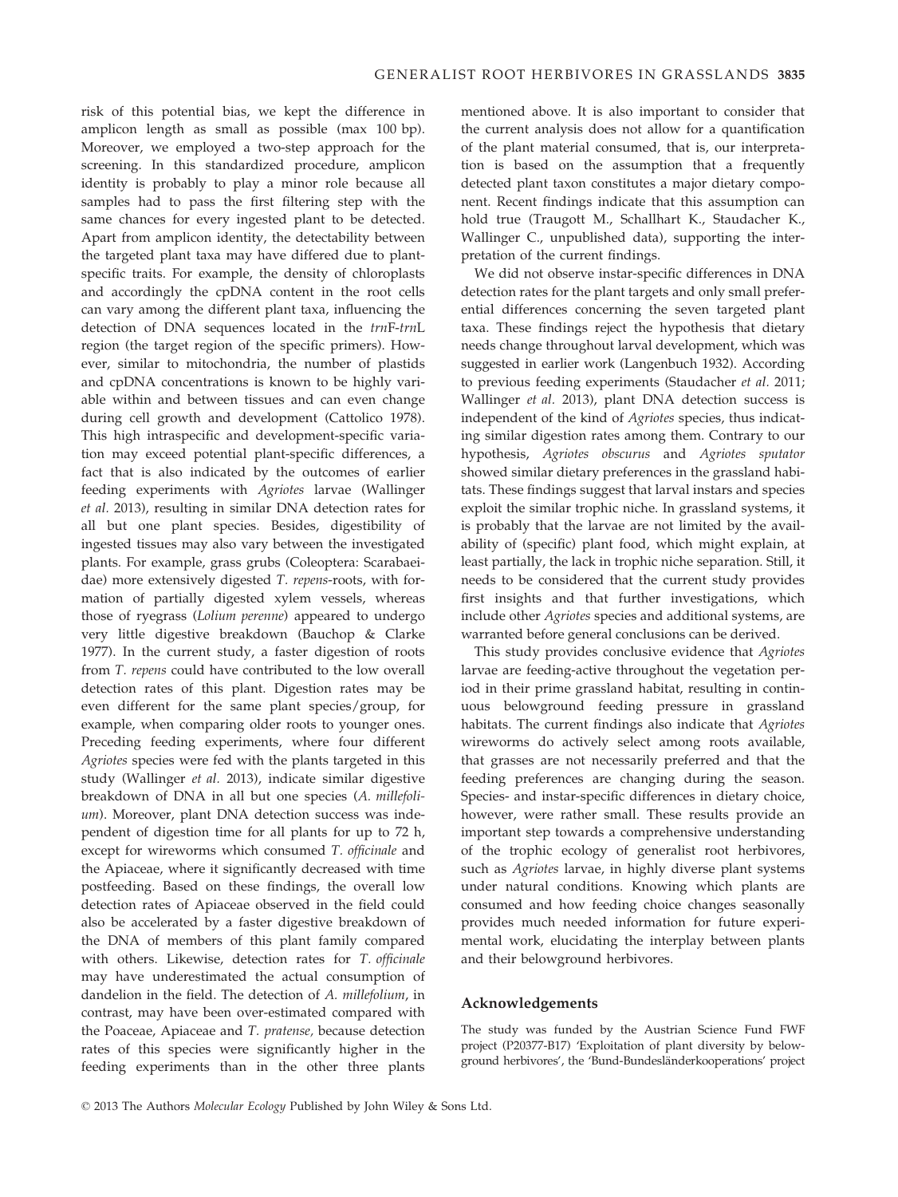risk of this potential bias, we kept the difference in amplicon length as small as possible (max 100 bp). Moreover, we employed a two-step approach for the screening. In this standardized procedure, amplicon identity is probably to play a minor role because all samples had to pass the first filtering step with the same chances for every ingested plant to be detected. Apart from amplicon identity, the detectability between the targeted plant taxa may have differed due to plant-specific traits. For example, the density of chloroplasts and accordingly the cpDNA content in the root cells can vary among the different plant taxa, influencing the detection of DNA sequences located in the *trn*F-*trn*L region (the target region of the specific primers). However, similar to mitochondria, the number of plastids and cpDNA concentrations is known to be highly variable within and between tissues and can even change during cell growth and development (Cattolico 1978). This high intraspecific and development-specific variation may exceed potential plant-specific differences, a fact that is also indicated by the outcomes of earlier feeding experiments with *Agriotes* larvae (Wallinger *et al.* 2013), resulting in similar DNA detection rates for all but one plant species. Besides, digestibility of ingested tissues may also vary between the investigated plants. For example, grass grubs (Coleoptera: Scarabaeidae) more extensively digested *T. repens*-roots, with formation of partially digested xylem vessels, whereas those of ryegrass (*Lolium perenne*) appeared to undergo very little digestive breakdown (Bauchop & Clarke 1977). In the current study, a faster digestion of roots from *T. repens* could have contributed to the low overall detection rates of this plant. Digestion rates may be even different for the same plant species/group, for example, when comparing older roots to younger ones. Preceding feeding experiments, where four different *Agriotes* species were fed with the plants targeted in this study (Wallinger *et al.* 2013), indicate similar digestive breakdown of DNA in all but one species (*A. millefolium*). Moreover, plant DNA detection success was independent of digestion time for all plants for up to 72 h, except for wireworms which consumed *T. officinale* and the Apiaceae, where it significantly decreased with time postfeeding. Based on these findings, the overall low detection rates of Apiaceae observed in the field could also be accelerated by a faster digestive breakdown of the DNA of members of this plant family compared with others. Likewise, detection rates for *T. officinale* may have underestimated the actual consumption of dandelion in the field. The detection of *A. millefolium*, in contrast, may have been over-estimated compared with the Poaceae, Apiaceae and *T. pratense*, because detection rates of this species were significantly higher in the feeding experiments than in the other three plants mentioned above. It is also important to consider that the current analysis does not allow for a quantification of the plant material consumed, that is, our interpretation is based on the assumption that a frequently detected plant taxon constitutes a major dietary component. Recent findings indicate that this assumption can hold true (Traugott M., Schallhart K., Staudacher K., Wallinger C., unpublished data), supporting the interpretation of the current findings.

We did not observe instar-specific differences in DNA detection rates for the plant targets and only small preferential differences concerning the seven targeted plant taxa. These findings reject the hypothesis that dietary needs change throughout larval development, which was suggested in earlier work (Langenbuch 1932). According to previous feeding experiments (Staudacher *et al.* 2011; Wallinger *et al.* 2013), plant DNA detection success is independent of the kind of *Agriotes* species, thus indicating similar digestion rates among them. Contrary to our hypothesis, *Agriotes obscurus* and *Agriotes sputator* showed similar dietary preferences in the grassland habitats. These findings suggest that larval instars and species exploit the similar trophic niche. In grassland systems, it is probably that the larvae are not limited by the availability of (specific) plant food, which might explain, at least partially, the lack in trophic niche separation. Still, it needs to be considered that the current study provides first insights and that further investigations, which include other *Agriotes* species and additional systems, are warranted before general conclusions can be derived.

This study provides conclusive evidence that *Agriotes* larvae are feeding-active throughout the vegetation period in their prime grassland habitat, resulting in continuous belowground feeding pressure in grassland habitats. The current findings also indicate that *Agriotes* wireworms do actively select among roots available, that grasses are not necessarily preferred and that the feeding preferences are changing during the season. Species- and instar-specific differences in dietary choice, however, were rather small. These results provide an important step towards a comprehensive understanding of the trophic ecology of generalist root herbivores, such as *Agriotes* larvae, in highly diverse plant systems under natural conditions. Knowing which plants are consumed and how feeding choice changes seasonally provides much needed information for future experimental work, elucidating the interplay between plants and their belowground herbivores.

## Acknowledgements

The study was funded by the Austrian Science Fund FWF project (P20377-B17) 'Exploitation of plant diversity by belowground herbivores', the 'Bund-Bundesländerkooperations' project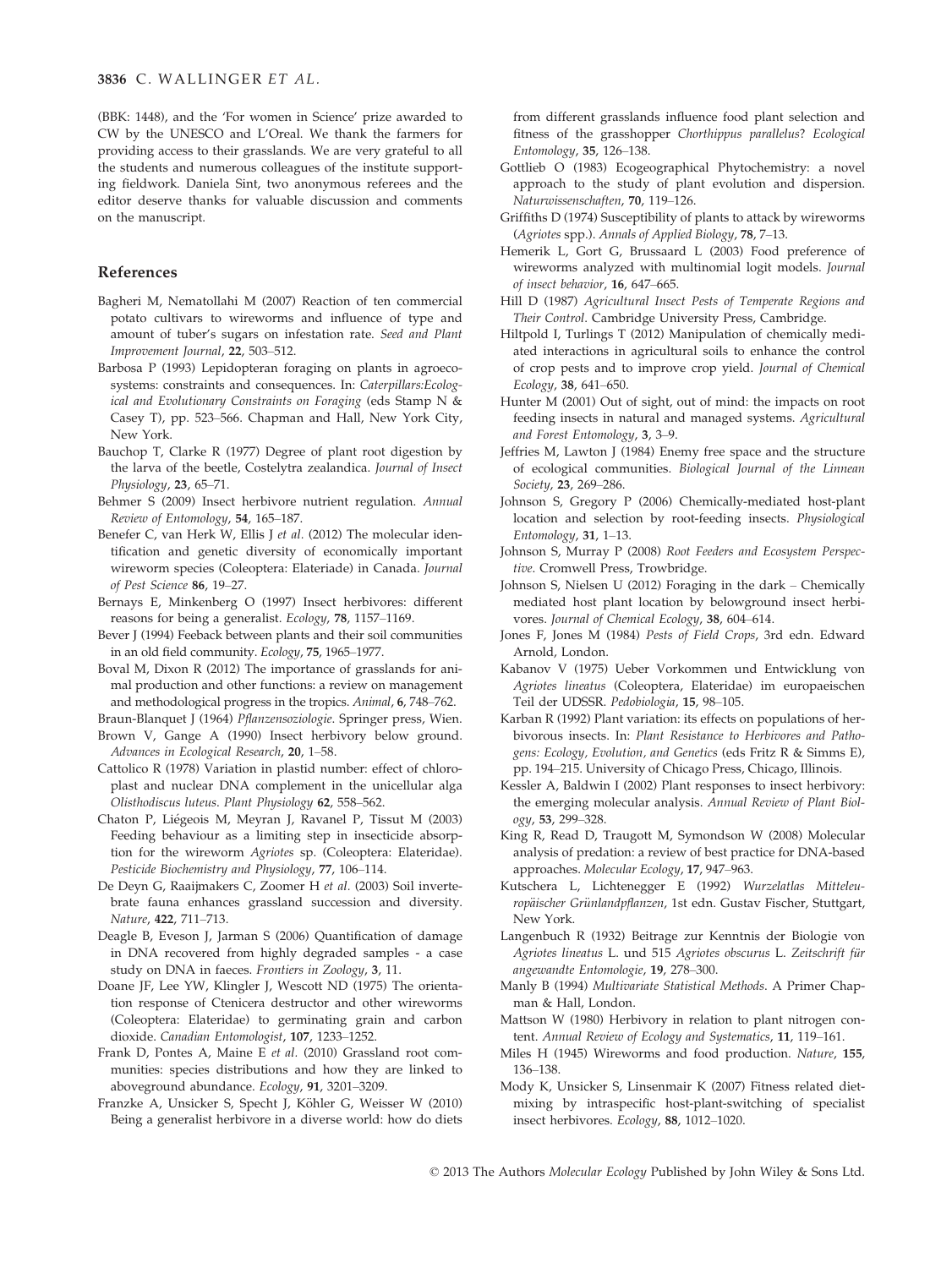(BBK: 1448), and the 'For women in Science' prize awarded to CW by the UNESCO and L'Oreal. We thank the farmers for providing access to their grasslands. We are very grateful to all the students and numerous colleagues of the institute supporting fieldwork. Daniela Sint, two anonymous referees and the editor deserve thanks for valuable discussion and comments on the manuscript.

## References

Bagheri M, Nematollahi M (2007) Reaction of ten commercial potato cultivars to wireworms and influence of type and amount of tuber's sugars on infestation rate. *Seed and Plant Improvement Journal*, **22**, 503–512.

Barbosa P (1993) Lepidopteran foraging on plants in agroecosystems: constraints and consequences. In: *Caterpillars:Ecological and Evolutionary Constraints on Foraging* (eds Stamp N & Casey T), pp. 523–566. Chapman and Hall, New York City, New York.

Bauchop T, Clarke R (1977) Degree of plant root digestion by the larva of the beetle, Costelytra zealandica. *Journal of Insect Physiology*, **23**, 65–71.

Behmer S (2009) Insect herbivore nutrient regulation. *Annual Review of Entomology*, **54**, 165–187.

Benefer C, van Herk W, Ellis J *et al.* (2012) The molecular identification and genetic diversity of economically important wireworm species (Coleoptera: Elateriade) in Canada. *Journal of Pest Science* **86**, 19–27.

Bernays E, Minkenberg O (1997) Insect herbivores: different reasons for being a generalist. *Ecology*, **78**, 1157–1169.

Bever J (1994) Feeback between plants and their soil communities in an old field community. *Ecology*, **75**, 1965–1977.

Boval M, Dixon R (2012) The importance of grasslands for animal production and other functions: a review on management and methodological progress in the tropics. *Animal*, **6**, 748–762.

Braun-Blanquet J (1964) *Pflanzensoziologie*. Springer press, Wien.

Brown V, Gange A (1990) Insect herbivory below ground. *Advances in Ecological Research*, **20**, 1–58.

Cattolico R (1978) Variation in plastid number: effect of chloroplast and nuclear DNA complement in the unicellular alga *Olisthodiscus luteus*. *Plant Physiology* **62**, 558–562.

Chaton P, Liégeois M, Meyran J, Ravanel P, Tissut M (2003) Feeding behaviour as a limiting step in insecticide absorption for the wireworm *Agriotes* sp. (Coleoptera: Elateridae). *Pesticide Biochemistry and Physiology*, **77**, 106–114.

De Deyn G, Raaijmakers C, Zoomer H *et al.* (2003) Soil invertebrate fauna enhances grassland succession and diversity. *Nature*, **422**, 711–713.

Deagle B, Eveson J, Jarman S (2006) Quantification of damage in DNA recovered from highly degraded samples - a case study on DNA in faeces. *Frontiers in Zoology*, **3**, 11.

Doane JF, Lee YW, Klingler J, Wescott ND (1975) The orientation response of Ctenicera destructor and other wireworms (Coleoptera: Elateridae) to germinating grain and carbon dioxide. *Canadian Entomologist*, **107**, 1233–1252.

Frank D, Pontes A, Maine E *et al.* (2010) Grassland root communities: species distributions and how they are linked to aboveground abundance. *Ecology*, **91**, 3201–3209.

Franzke A, Unsicker S, Specht J, Köhler G, Weisser W (2010) Being a generalist herbivore in a diverse world: how do diets from different grasslands influence food plant selection and fitness of the grasshopper *Chorthippus parallelus*? *Ecological Entomology*, **35**, 126–138.

Gottlieb O (1983) Ecogeographical Phytochemistry: a novel approach to the study of plant evolution and dispersion. *Naturwissenschaften*, **70**, 119–126.

Griffiths D (1974) Susceptibility of plants to attack by wireworms (*Agriotes* spp.). *Annals of Applied Biology*, **78**, 7–13.

Hemerik L, Gort G, Brussaard L (2003) Food preference of wireworms analyzed with multinomial logit models. *Journal of insect behavior*, **16**, 647–665.

Hill D (1987) *Agricultural Insect Pests of Temperate Regions and Their Control*. Cambridge University Press, Cambridge.

Hiltpold I, Turlings T (2012) Manipulation of chemically mediated interactions in agricultural soils to enhance the control of crop pests and to improve crop yield. *Journal of Chemical Ecology*, **38**, 641–650.

Hunter M (2001) Out of sight, out of mind: the impacts on root feeding insects in natural and managed systems. *Agricultural and Forest Entomology*, **3**, 3–9.

Jeffries M, Lawton J (1984) Enemy free space and the structure of ecological communities. *Biological Journal of the Linnean Society*, **23**, 269–286.

Johnson S, Gregory P (2006) Chemically-mediated host-plant location and selection by root-feeding insects. *Physiological Entomology*, **31**, 1–13.

Johnson S, Murray P (2008) *Root Feeders and Ecosystem Perspective*. Cromwell Press, Trowbridge.

Johnson S, Nielsen U (2012) Foraging in the dark – Chemically mediated host plant location by belowground insect herbivores. *Journal of Chemical Ecology*, **38**, 604–614.

Jones F, Jones M (1984) *Pests of Field Crops*, 3rd edn. Edward Arnold, London.

Kabanov V (1975) Ueber Vorkommen und Entwicklung von *Agriotes lineatus* (Coleoptera, Elateridae) im europaeischen Teil der UDSSR. *Pedobiologia*, **15**, 98–105.

Karban R (1992) Plant variation: its effects on populations of herbivorous insects. In: *Plant Resistance to Herbivores and Pathogens: Ecology, Evolution, and Genetics* (eds Fritz R & Simms E), pp. 194–215. University of Chicago Press, Chicago, Illinois.

Kessler A, Baldwin I (2002) Plant responses to insect herbivory: the emerging molecular analysis. *Annual Review of Plant Biology*, **53**, 299–328.

King R, Read D, Traugott M, Symondson W (2008) Molecular analysis of predation: a review of best practice for DNA-based approaches. *Molecular Ecology*, **17**, 947–963.

Kutschera L, Lichtenegger E (1992) *Wurzelatlas Mitteleuropäischer Grünlandpflanzen*, 1st edn. Gustav Fischer, Stuttgart, New York.

Langenbuch R (1932) Beitrage zur Kenntnis der Biologie von *Agriotes lineatus* L. und 515 *Agriotes obscurus* L. *Zeitschrift für angewandte Entomologie*, **19**, 278–300.

Manly B (1994) *Multivariate Statistical Methods*. A Primer Chapman & Hall, London.

Mattson W (1980) Herbivory in relation to plant nitrogen content. *Annual Review of Ecology and Systematics*, **11**, 119–161.

Miles H (1945) Wireworms and food production. *Nature*, **155**, 136–138.

Mody K, Unsicker S, Linsenmair K (2007) Fitness related diet-mixing by intraspecific host-plant-switching of specialist insect herbivores. *Ecology*, **88**, 1012–1020.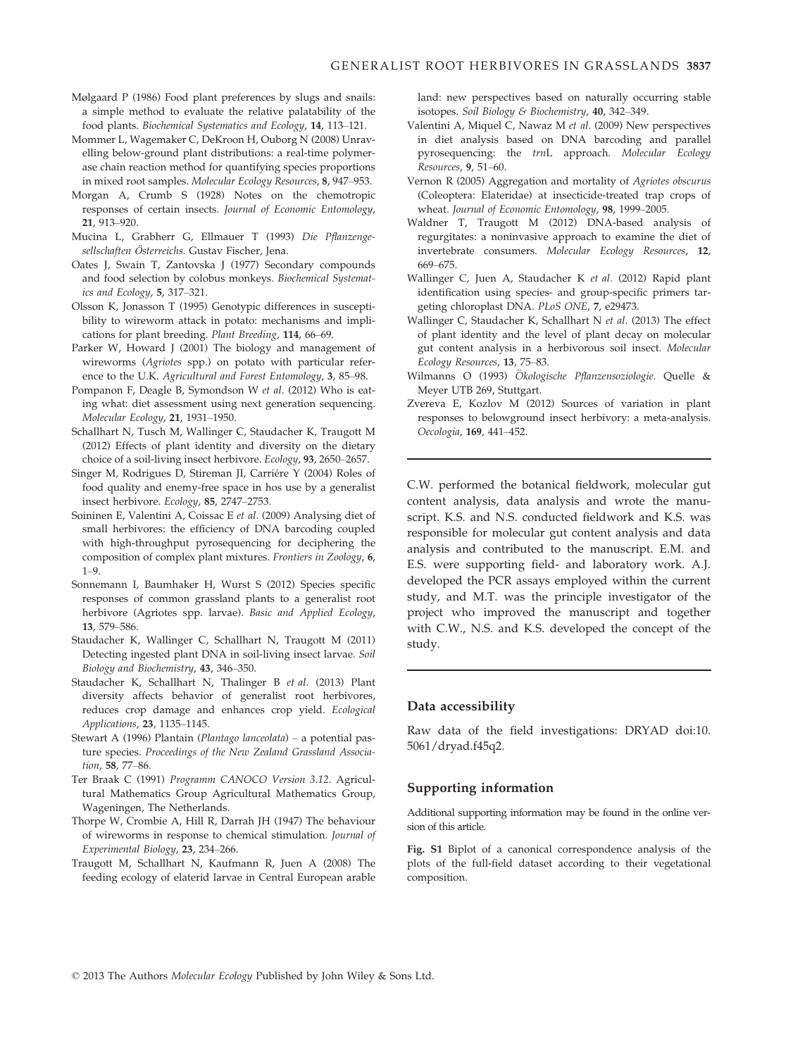Mølgaard P (1986) Food plant preferences by slugs and snails: a simple method to evaluate the relative palatability of the food plants. *Biochemical Systematics and Ecology*, **14**, 113–121.

Mommer L, Wagemaker C, DeKroon H, Ouborg N (2008) Unravelling below-ground plant distributions: a real-time polymerase chain reaction method for quantifying species proportions in mixed root samples. *Molecular Ecology Resources*, **8**, 947–953.

Morgan A, Crumb S (1928) Notes on the chemotropic responses of certain insects. *Journal of Economic Entomology*, **21**, 913–920.

Mucina L, Grabherr G, Ellmauer T (1993) *Die Pflanzengesellschaften Österreichs*. Gustav Fischer, Jena.

Oates J, Swain T, Zantovska J (1977) Secondary compounds and food selection by colobus monkeys. *Biochemical Systematics and Ecology*, **5**, 317–321.

Olsson K, Jonasson T (1995) Genotypic differences in susceptibility to wireworm attack in potato: mechanisms and implications for plant breeding. *Plant Breeding*, **114**, 66–69.

Parker W, Howard J (2001) The biology and management of wireworms (*Agriotes* spp.) on potato with particular reference to the U.K. *Agricultural and Forest Entomology*, **3**, 85–98.

Pompanon F, Deagle B, Symondson W *et al.* (2012) Who is eating what: diet assessment using next generation sequencing. *Molecular Ecology*, **21**, 1931–1950.

Schallhart N, Tusch M, Wallinger C, Staudacher K, Traugott M (2012) Effects of plant identity and diversity on the dietary choice of a soil-living insect herbivore. *Ecology*, **93**, 2650–2657.

Singer M, Rodrigues D, Stireman JI, Carriére Y (2004) Roles of food quality and enemy-free space in hos use by a generalist insect herbivore. *Ecology*, **85**, 2747–2753.

Soininen E, Valentini A, Coissac E *et al.* (2009) Analysing diet of small herbivores: the efficiency of DNA barcoding coupled with high-throughput pyrosequencing for deciphering the composition of complex plant mixtures. *Frontiers in Zoology*, **6**, 1–9.

Sonnemann I, Baumhaker H, Wurst S (2012) Species specific responses of common grassland plants to a generalist root herbivore (Agriotes spp. larvae). *Basic and Applied Ecology*, **13**, 579–586.

Staudacher K, Wallinger C, Schallhart N, Traugott M (2011) Detecting ingested plant DNA in soil-living insect larvae. *Soil Biology and Biochemistry*, **43**, 346–350.

Staudacher K, Schallhart N, Thalinger B *et al.* (2013) Plant diversity affects behavior of generalist root herbivores, reduces crop damage and enhances crop yield. *Ecological Applications*, **23**, 1135–1145.

Stewart A (1996) Plaintain (*Plantago lanceolata*) – a potential pasture species. *Proceedings of the New Zealand Grassland Association*, **58**, 77–86.

Ter Braak C (1991) *Programm CANOCO Version 3.12*. Agricultural Mathematics Group Agricultural Mathematics Group, Wageningen, The Netherlands.

Thorpe W, Crombie A, Hill R, Darrah JH (1947) The behaviour of wireworms in response to chemical stimulation. *Journal of Experimental Biology*, **23**, 234–266.

Traugott M, Schallhart N, Kaufmann R, Juen A (2008) The feeding ecology of elaterid larvae in Central European arable land: new perspectives based on naturally occurring stable isotopes. *Soil Biology & Biochemistry*, **40**, 342–349.

Valentini A, Miquel C, Nawaz M *et al.* (2009) New perspectives in diet analysis based on DNA barcoding and parallel pyrosequencing: the *trn*L approach. *Molecular Ecology Resources*, **9**, 51–60.

Vernon R (2005) Aggregation and mortality of *Agriotes obscurus* (Coleoptera: Elateridae) at insecticide-treated trap crops of wheat. *Journal of Economic Entomology*, **98**, 1999–2005.

Waldner T, Traugott M (2012) DNA-based analysis of regurgitates: a noninvasive approach to examine the diet of invertebrate consumers. *Molecular Ecology Resources*, **12**, 669–675.

Wallinger C, Juen A, Staudacher K *et al.* (2012) Rapid plant identification using species- and group-specific primers targeting chloroplast DNA. *PLoS ONE*, **7**, e29473.

Wallinger C, Staudacher K, Schallhart N *et al.* (2013) The effect of plant identity and the level of plant decay on molecular gut content analysis in a herbivorous soil insect. *Molecular Ecology Resources*, **13**, 75–83.

Wilmanns O (1993) *Ökologische Pflanzensoziologie*. Quelle & Meyer UTB 269, Stuttgart.

Zvereva E, Kozlov M (2012) Sources of variation in plant responses to belowground insect herbivory: a meta-analysis. *Oecologia*, **169**, 441–452.

---

C.W. performed the botanical fieldwork, molecular gut content analysis, data analysis and wrote the manuscript. K.S. and N.S. conducted fieldwork and K.S. was responsible for molecular gut content analysis and data analysis and contributed to the manuscript. E.M. and E.S. were supporting field- and laboratory work. A.J. developed the PCR assays employed within the current study, and M.T. was the principle investigator of the project who improved the manuscript and together with C.W., N.S. and K.S. developed the concept of the study.

---

## Data accessibility

Raw data of the field investigations: DRYAD doi:10.5061/dryad.f45q2.

## Supporting information

Additional supporting information may be found in the online version of this article.

**Fig. S1** Biplot of a canonical correspondence analysis of the plots of the full-field dataset according to their vegetational composition.